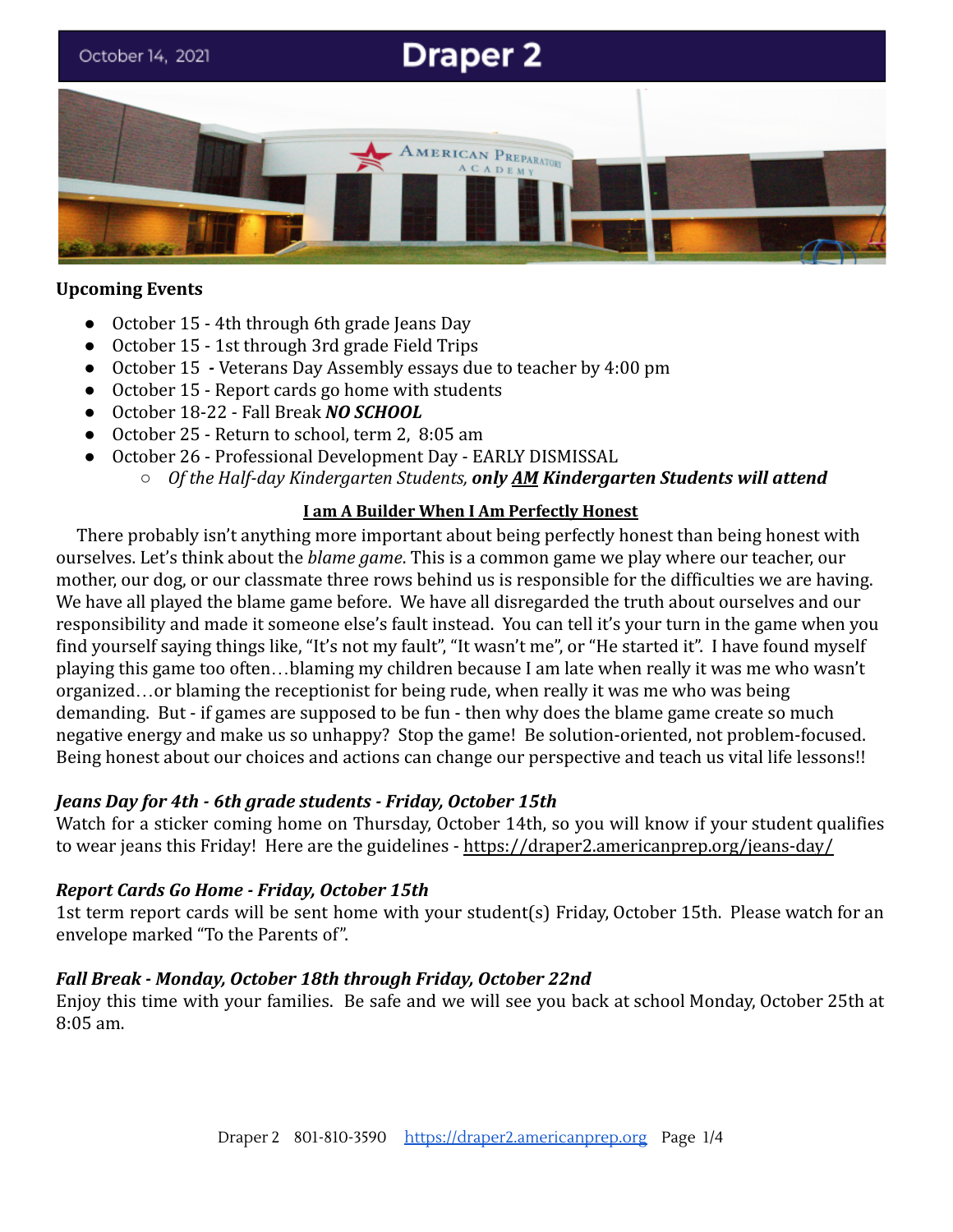October 14, 2021

# Draper 2

**Upcoming Events**

- October 15 - 4th through 6th grade Jeans Day
- October 15 - 1st through 3rd grade Field Trips
- October 15 **-** Veterans Day Assembly essays due to teacher by 4:00 pm
- October 15 - Report cards go home with students
- October 18-22 - Fall Break ***NO SCHOOL***
- October 25 - Return to school, term 2, 8:05 am
- October 26 - Professional Development Day - EARLY DISMISSAL
  - *Of the Half-day Kindergarten Students,* ***only AM Kindergarten Students will attend***

**I am A Builder When I Am Perfectly Honest**

There probably isn't anything more important about being perfectly honest than being honest with ourselves. Let's think about the *blame game*. This is a common game we play where our teacher, our mother, our dog, or our classmate three rows behind us is responsible for the difficulties we are having. We have all played the blame game before. We have all disregarded the truth about ourselves and our responsibility and made it someone else's fault instead. You can tell it's your turn in the game when you find yourself saying things like, "It's not my fault", "It wasn't me", or "He started it". I have found myself playing this game too often…blaming my children because I am late when really it was me who wasn't organized…or blaming the receptionist for being rude, when really it was me who was being demanding. But - if games are supposed to be fun - then why does the blame game create so much negative energy and make us so unhappy? Stop the game! Be solution-oriented, not problem-focused. Being honest about our choices and actions can change our perspective and teach us vital life lessons!!

***Jeans Day for 4th - 6th grade students - Friday, October 15th***

Watch for a sticker coming home on Thursday, October 14th, so you will know if your student qualifies to wear jeans this Friday! Here are the guidelines - https://draper2.americanprep.org/jeans-day/

***Report Cards Go Home - Friday, October 15th***

1st term report cards will be sent home with your student(s) Friday, October 15th. Please watch for an envelope marked "To the Parents of".

***Fall Break - Monday, October 18th through Friday, October 22nd***

Enjoy this time with your families. Be safe and we will see you back at school Monday, October 25th at 8:05 am.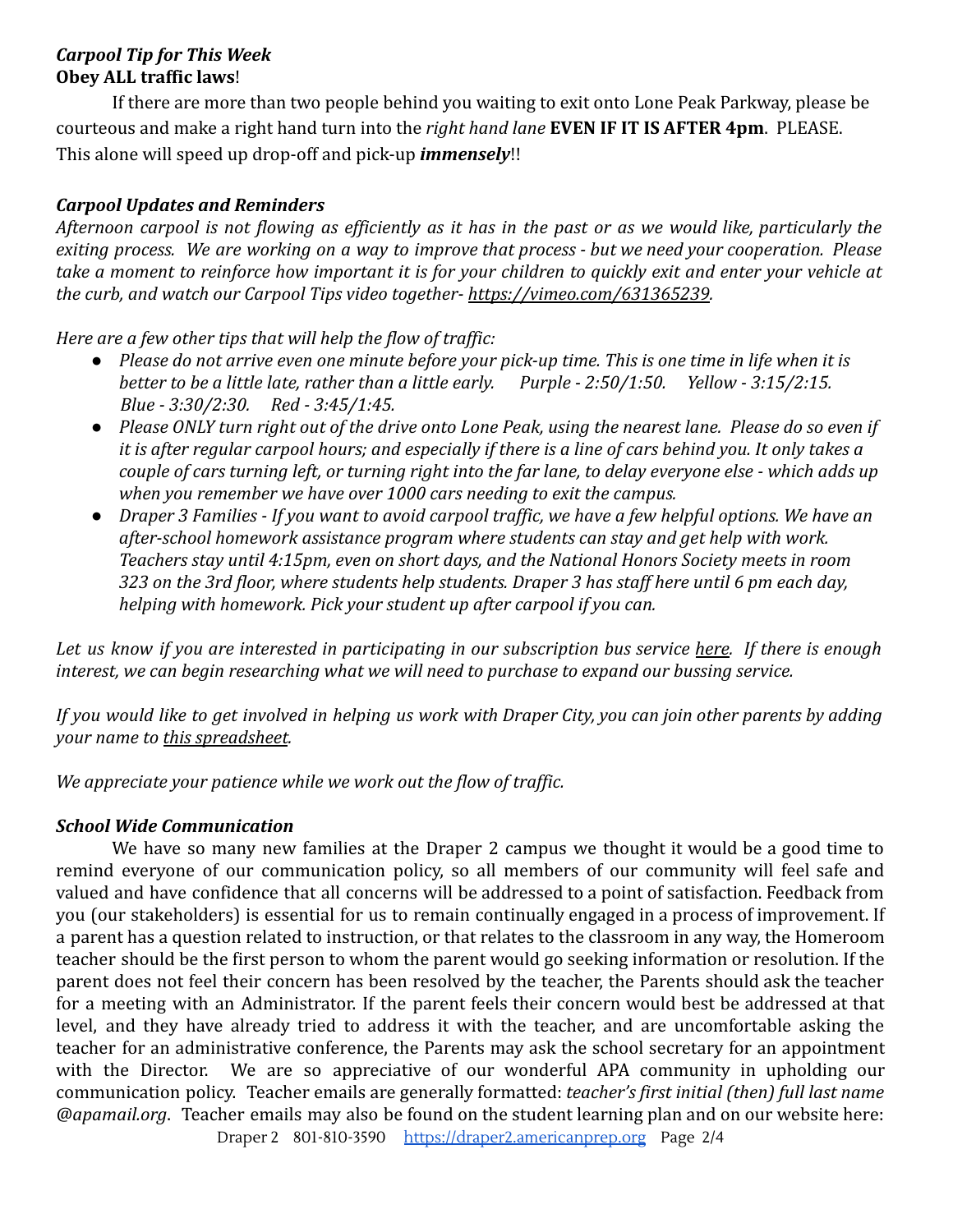### *Carpool Tip for This Week*

**Obey ALL traffic laws**!

If there are more than two people behind you waiting to exit onto Lone Peak Parkway, please be courteous and make a right hand turn into the *right hand lane* **EVEN IF IT IS AFTER 4pm**. PLEASE. This alone will speed up drop-off and pick-up ***immensely***!!

### *Carpool Updates and Reminders*

*Afternoon carpool is not flowing as efficiently as it has in the past or as we would like, particularly the exiting process. We are working on a way to improve that process - but we need your cooperation. Please take a moment to reinforce how important it is for your children to quickly exit and enter your vehicle at the curb, and watch our Carpool Tips video together- https://vimeo.com/631365239.*

*Here are a few other tips that will help the flow of traffic:*

- *Please do not arrive even one minute before your pick-up time. This is one time in life when it is better to be a little late, rather than a little early. Purple - 2:50/1:50. Yellow - 3:15/2:15. Blue - 3:30/2:30. Red - 3:45/1:45.*
- *Please ONLY turn right out of the drive onto Lone Peak, using the nearest lane. Please do so even if it is after regular carpool hours; and especially if there is a line of cars behind you. It only takes a couple of cars turning left, or turning right into the far lane, to delay everyone else - which adds up when you remember we have over 1000 cars needing to exit the campus.*
- *Draper 3 Families - If you want to avoid carpool traffic, we have a few helpful options. We have an after-school homework assistance program where students can stay and get help with work. Teachers stay until 4:15pm, even on short days, and the National Honors Society meets in room 323 on the 3rd floor, where students help students. Draper 3 has staff here until 6 pm each day, helping with homework. Pick your student up after carpool if you can.*

*Let us know if you are interested in participating in our subscription bus service here. If there is enough interest, we can begin researching what we will need to purchase to expand our bussing service.*

*If you would like to get involved in helping us work with Draper City, you can join other parents by adding your name to this spreadsheet.*

*We appreciate your patience while we work out the flow of traffic.*

### *School Wide Communication*

We have so many new families at the Draper 2 campus we thought it would be a good time to remind everyone of our communication policy, so all members of our community will feel safe and valued and have confidence that all concerns will be addressed to a point of satisfaction. Feedback from you (our stakeholders) is essential for us to remain continually engaged in a process of improvement. If a parent has a question related to instruction, or that relates to the classroom in any way, the Homeroom teacher should be the first person to whom the parent would go seeking information or resolution. If the parent does not feel their concern has been resolved by the teacher, the Parents should ask the teacher for a meeting with an Administrator. If the parent feels their concern would best be addressed at that level, and they have already tried to address it with the teacher, and are uncomfortable asking the teacher for an administrative conference, the Parents may ask the school secretary for an appointment with the Director. We are so appreciative of our wonderful APA community in upholding our communication policy. Teacher emails are generally formatted: *teacher's first initial (then) full last name @apamail.org*. Teacher emails may also be found on the student learning plan and on our website here: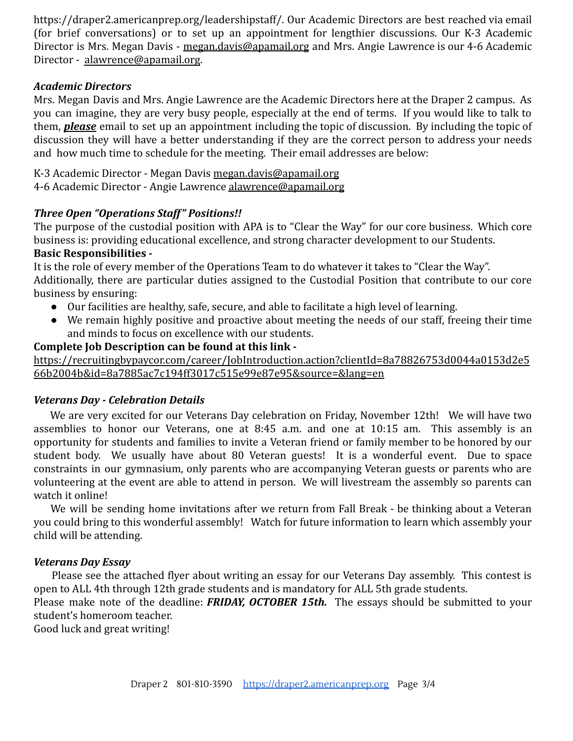https://draper2.americanprep.org/leadershipstaff/. Our Academic Directors are best reached via email (for brief conversations) or to set up an appointment for lengthier discussions. Our K-3 Academic Director is Mrs. Megan Davis - megan.davis@apamail.org and Mrs. Angie Lawrence is our 4-6 Academic Director - alawrence@apamail.org.

### *Academic Directors*

Mrs. Megan Davis and Mrs. Angie Lawrence are the Academic Directors here at the Draper 2 campus. As you can imagine, they are very busy people, especially at the end of terms. If you would like to talk to them, ***please*** email to set up an appointment including the topic of discussion. By including the topic of discussion they will have a better understanding if they are the correct person to address your needs and how much time to schedule for the meeting. Their email addresses are below:

K-3 Academic Director - Megan Davis megan.davis@apamail.org
4-6 Academic Director - Angie Lawrence alawrence@apamail.org

### *Three Open "Operations Staff" Positions!!*

The purpose of the custodial position with APA is to "Clear the Way" for our core business. Which core business is: providing educational excellence, and strong character development to our Students.

**Basic Responsibilities -**

It is the role of every member of the Operations Team to do whatever it takes to "Clear the Way".
Additionally, there are particular duties assigned to the Custodial Position that contribute to our core business by ensuring:

- Our facilities are healthy, safe, secure, and able to facilitate a high level of learning.
- We remain highly positive and proactive about meeting the needs of our staff, freeing their time and minds to focus on excellence with our students.

**Complete Job Description can be found at this link -**
https://recruitingbypaycor.com/career/JobIntroduction.action?clientId=8a78826753d0044a0153d2e566b2004b&id=8a7885ac7c194ff3017c515e99e87e95&source=&lang=en

### *Veterans Day - Celebration Details*

We are very excited for our Veterans Day celebration on Friday, November 12th! We will have two assemblies to honor our Veterans, one at 8:45 a.m. and one at 10:15 am. This assembly is an opportunity for students and families to invite a Veteran friend or family member to be honored by our student body. We usually have about 80 Veteran guests! It is a wonderful event. Due to space constraints in our gymnasium, only parents who are accompanying Veteran guests or parents who are volunteering at the event are able to attend in person. We will livestream the assembly so parents can watch it online!

We will be sending home invitations after we return from Fall Break - be thinking about a Veteran you could bring to this wonderful assembly! Watch for future information to learn which assembly your child will be attending.

### *Veterans Day Essay*

Please see the attached flyer about writing an essay for our Veterans Day assembly. This contest is open to ALL 4th through 12th grade students and is mandatory for ALL 5th grade students.
Please make note of the deadline: ***FRIDAY, OCTOBER 15th.*** The essays should be submitted to your student's homeroom teacher.
Good luck and great writing!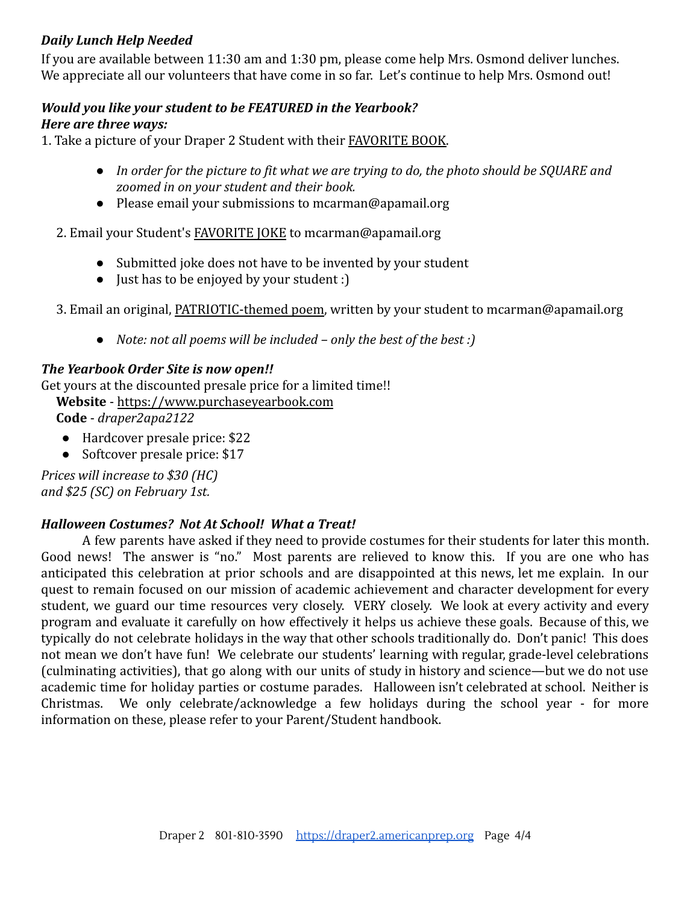***Daily Lunch Help Needed***

If you are available between 11:30 am and 1:30 pm, please come help Mrs. Osmond deliver lunches. We appreciate all our volunteers that have come in so far. Let's continue to help Mrs. Osmond out!

***Would you like your student to be FEATURED in the Yearbook?***
***Here are three ways:***

1. Take a picture of your Draper 2 Student with their <u>FAVORITE BOOK</u>.

    - *In order for the picture to fit what we are trying to do, the photo should be SQUARE and zoomed in on your student and their book.*
    - Please email your submissions to mcarman@apamail.org

2. Email your Student's <u>FAVORITE JOKE</u> to mcarman@apamail.org

    - Submitted joke does not have to be invented by your student
    - Just has to be enjoyed by your student :)

3. Email an original, <u>PATRIOTIC-themed poem</u>, written by your student to mcarman@apamail.org

    - *Note: not all poems will be included – only the best of the best :)*

***The Yearbook Order Site is now open!!***

Get yours at the discounted presale price for a limited time!!

**Website** - https://www.purchaseyearbook.com
**Code** - *draper2apa2122*

- Hardcover presale price: $22
- Softcover presale price: $17

*Prices will increase to $30 (HC) and $25 (SC) on February 1st.*

***Halloween Costumes? Not At School! What a Treat!***

A few parents have asked if they need to provide costumes for their students for later this month. Good news! The answer is "no." Most parents are relieved to know this. If you are one who has anticipated this celebration at prior schools and are disappointed at this news, let me explain. In our quest to remain focused on our mission of academic achievement and character development for every student, we guard our time resources very closely. VERY closely. We look at every activity and every program and evaluate it carefully on how effectively it helps us achieve these goals. Because of this, we typically do not celebrate holidays in the way that other schools traditionally do. Don't panic! This does not mean we don't have fun! We celebrate our students' learning with regular, grade-level celebrations (culminating activities), that go along with our units of study in history and science—but we do not use academic time for holiday parties or costume parades. Halloween isn't celebrated at school. Neither is Christmas. We only celebrate/acknowledge a few holidays during the school year - for more information on these, please refer to your Parent/Student handbook.